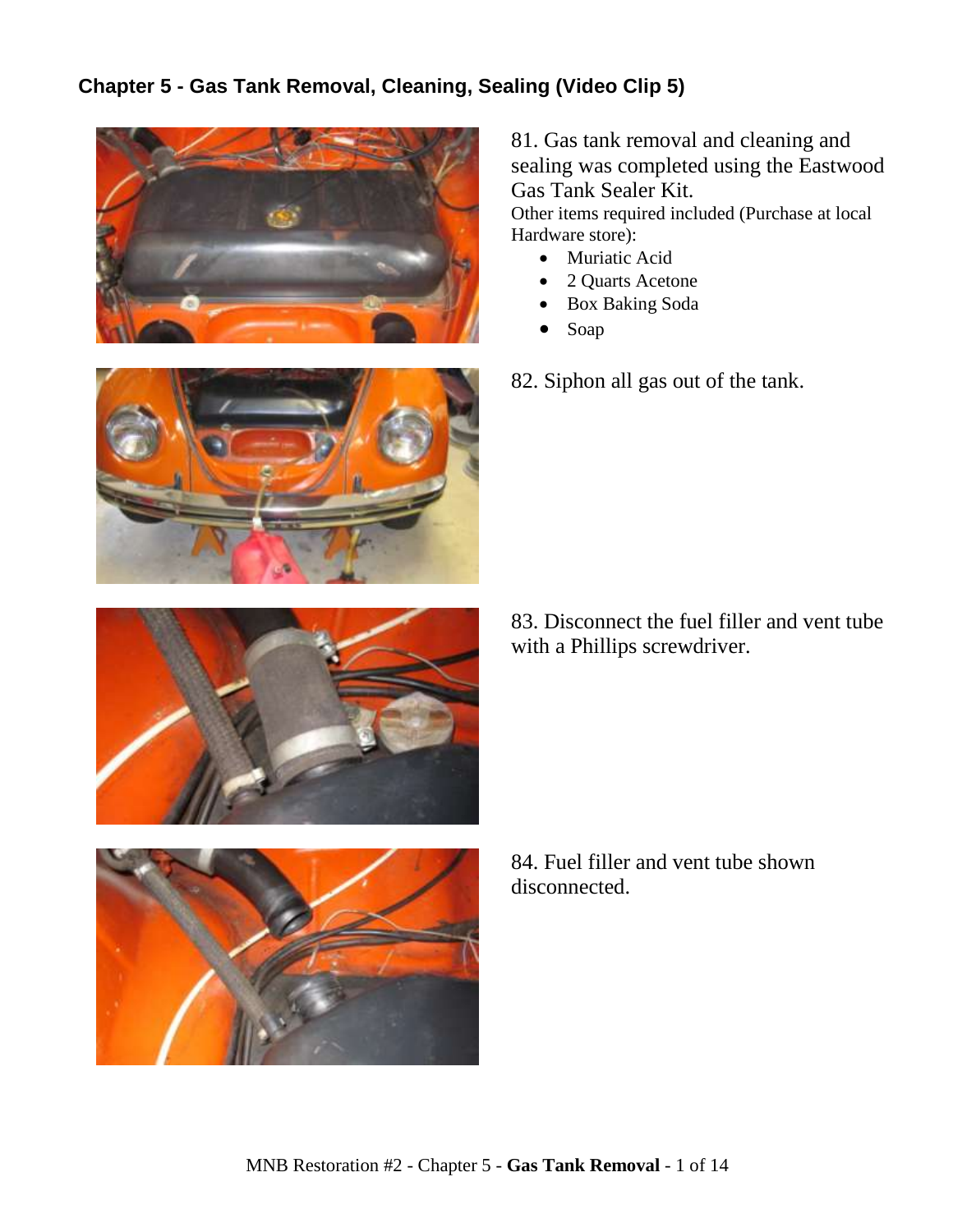## Chapter 5 - Gas Tank Removal, Cleaning, Sealing (Video Clip 5)

81. Gas tank removal and cleaning and sealing was completed using the Eastwood Gas Tank Sealer Kit.

Other items required included (Purchase at local Hardware store):

- Muriatic Acid
- 2 Quarts Acetone
- Box Baking Soda
- Soap

82. Siphon all gas out of the tank.

83. Disconnect the fuel filler and vent tube with a Phillips screwdriver.

84. Fuel filler and vent tube shown disconnected.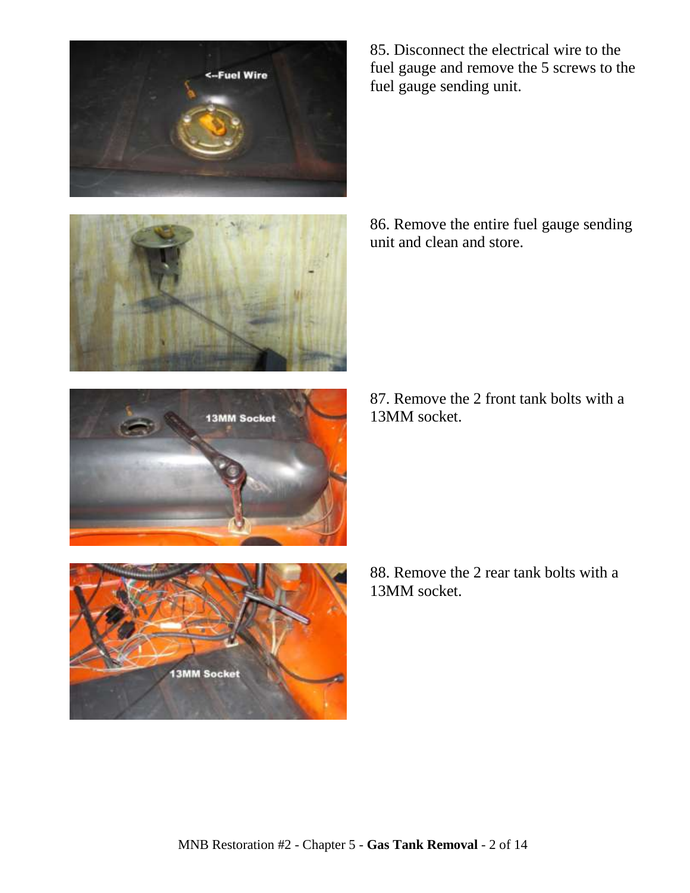85. Disconnect the electrical wire to the fuel gauge and remove the 5 screws to the fuel gauge sending unit.

86. Remove the entire fuel gauge sending unit and clean and store.

87. Remove the 2 front tank bolts with a 13MM socket.

88. Remove the 2 rear tank bolts with a 13MM socket.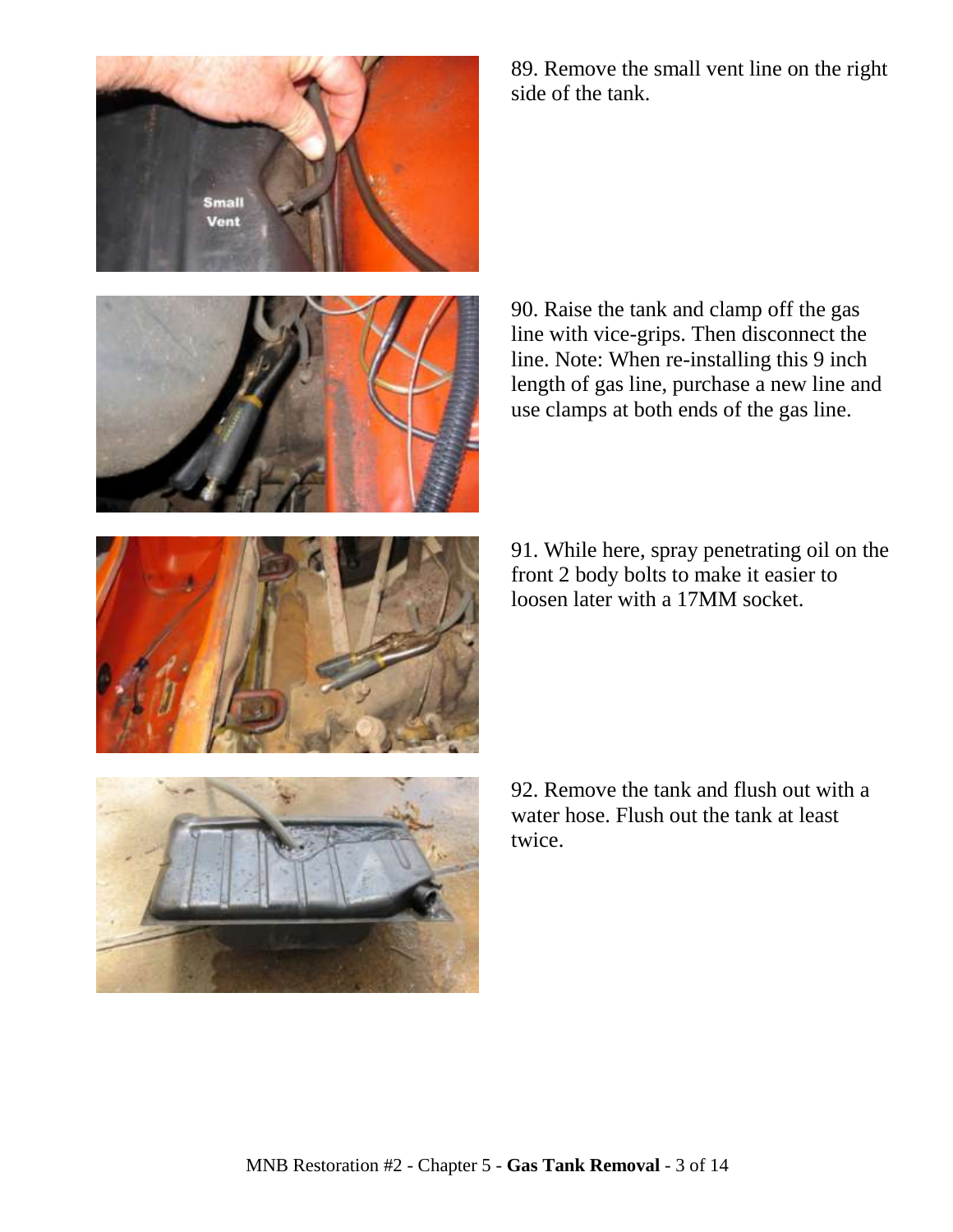89. Remove the small vent line on the right side of the tank.

90. Raise the tank and clamp off the gas line with vice-grips. Then disconnect the line. Note: When re-installing this 9 inch length of gas line, purchase a new line and use clamps at both ends of the gas line.

91. While here, spray penetrating oil on the front 2 body bolts to make it easier to loosen later with a 17MM socket.

92. Remove the tank and flush out with a water hose. Flush out the tank at least twice.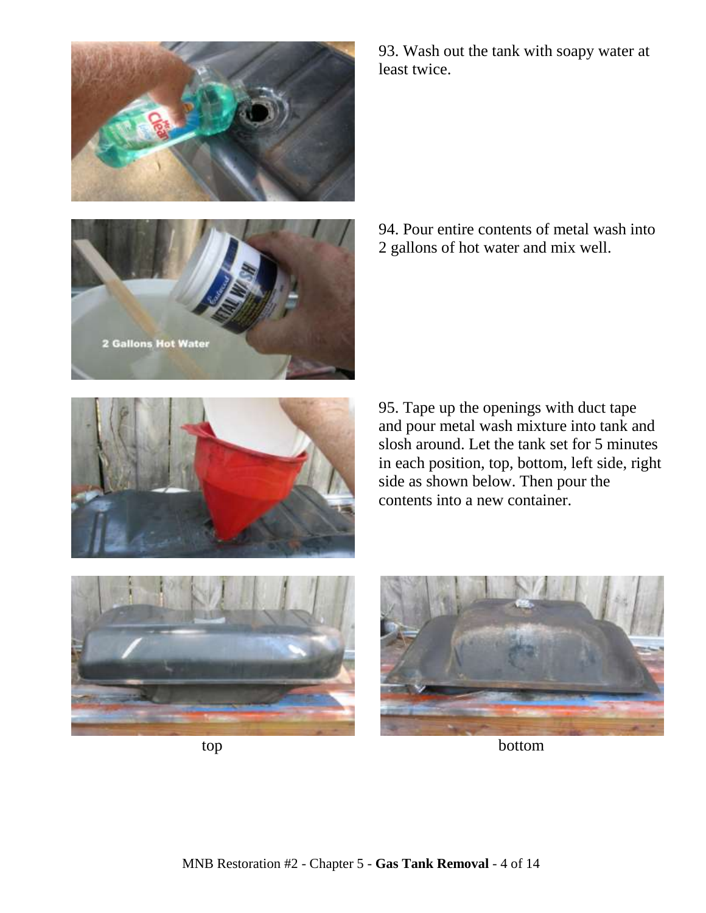93. Wash out the tank with soapy water at least twice.

94. Pour entire contents of metal wash into 2 gallons of hot water and mix well.

95. Tape up the openings with duct tape and pour metal wash mixture into tank and slosh around. Let the tank set for 5 minutes in each position, top, bottom, left side, right side as shown below. Then pour the contents into a new container.

top

bottom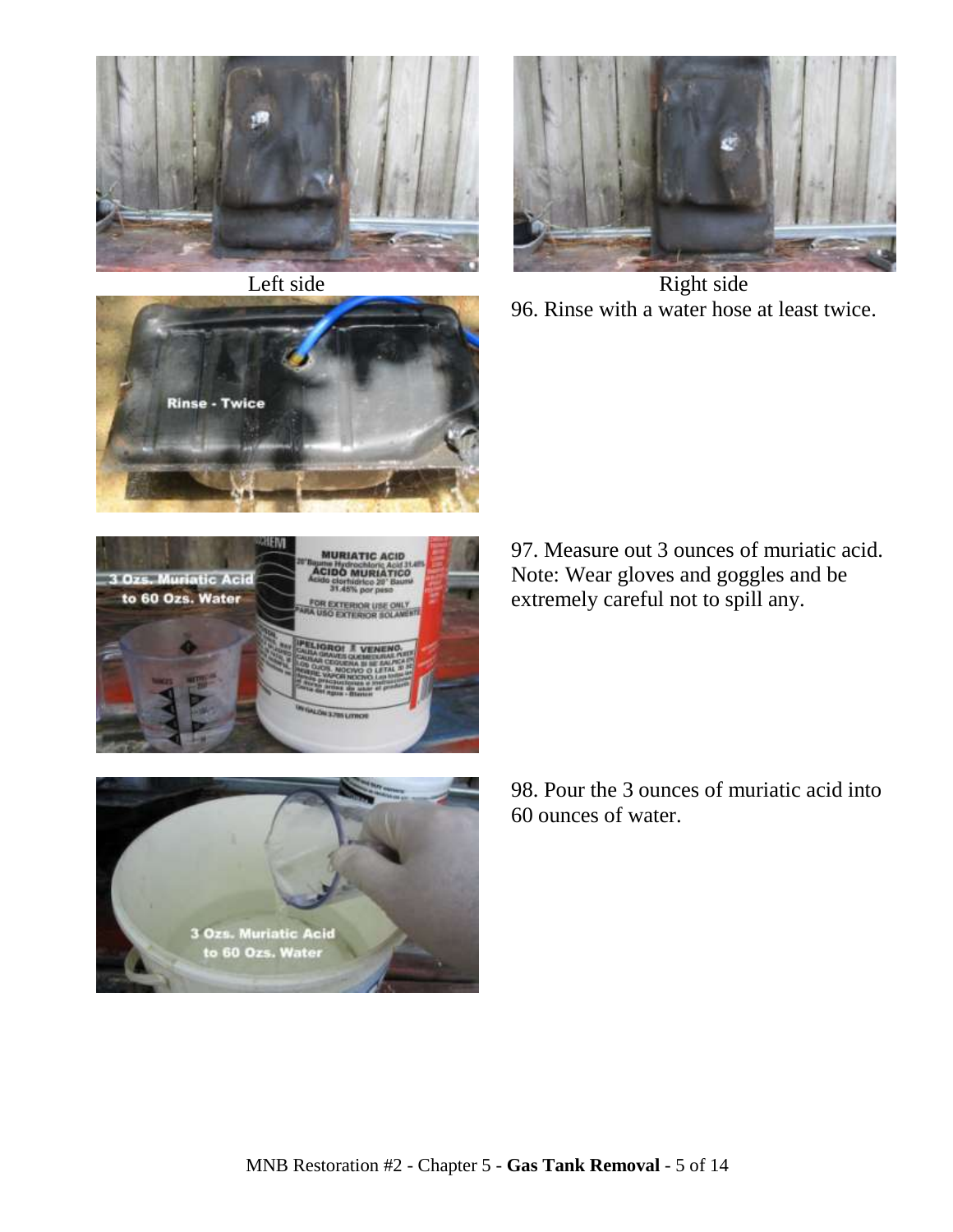Left side

Right side

96. Rinse with a water hose at least twice.

97. Measure out 3 ounces of muriatic acid. Note: Wear gloves and goggles and be extremely careful not to spill any.

98. Pour the 3 ounces of muriatic acid into 60 ounces of water.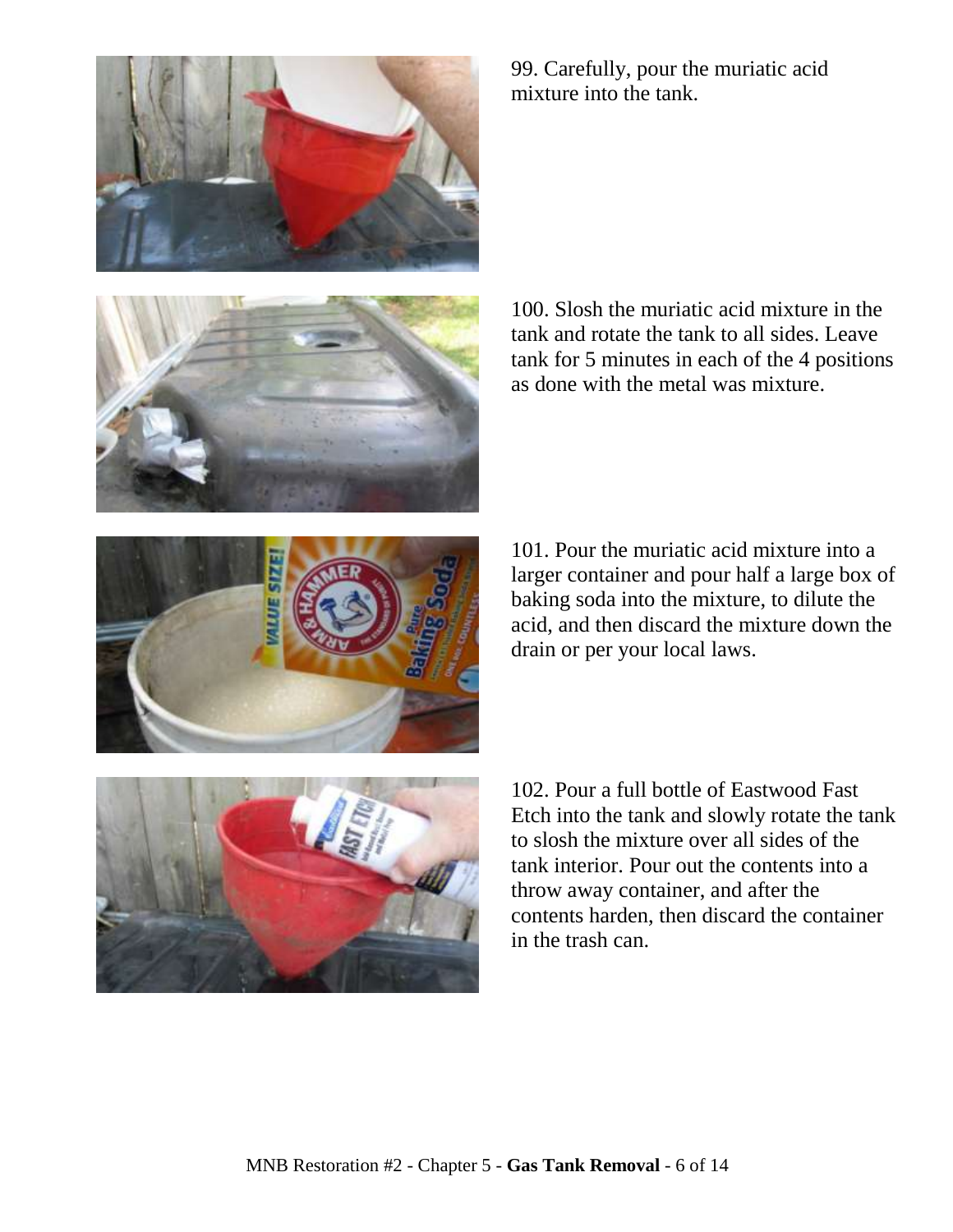99. Carefully, pour the muriatic acid mixture into the tank.

100. Slosh the muriatic acid mixture in the tank and rotate the tank to all sides. Leave tank for 5 minutes in each of the 4 positions as done with the metal was mixture.

101. Pour the muriatic acid mixture into a larger container and pour half a large box of baking soda into the mixture, to dilute the acid, and then discard the mixture down the drain or per your local laws.

102. Pour a full bottle of Eastwood Fast Etch into the tank and slowly rotate the tank to slosh the mixture over all sides of the tank interior. Pour out the contents into a throw away container, and after the contents harden, then discard the container in the trash can.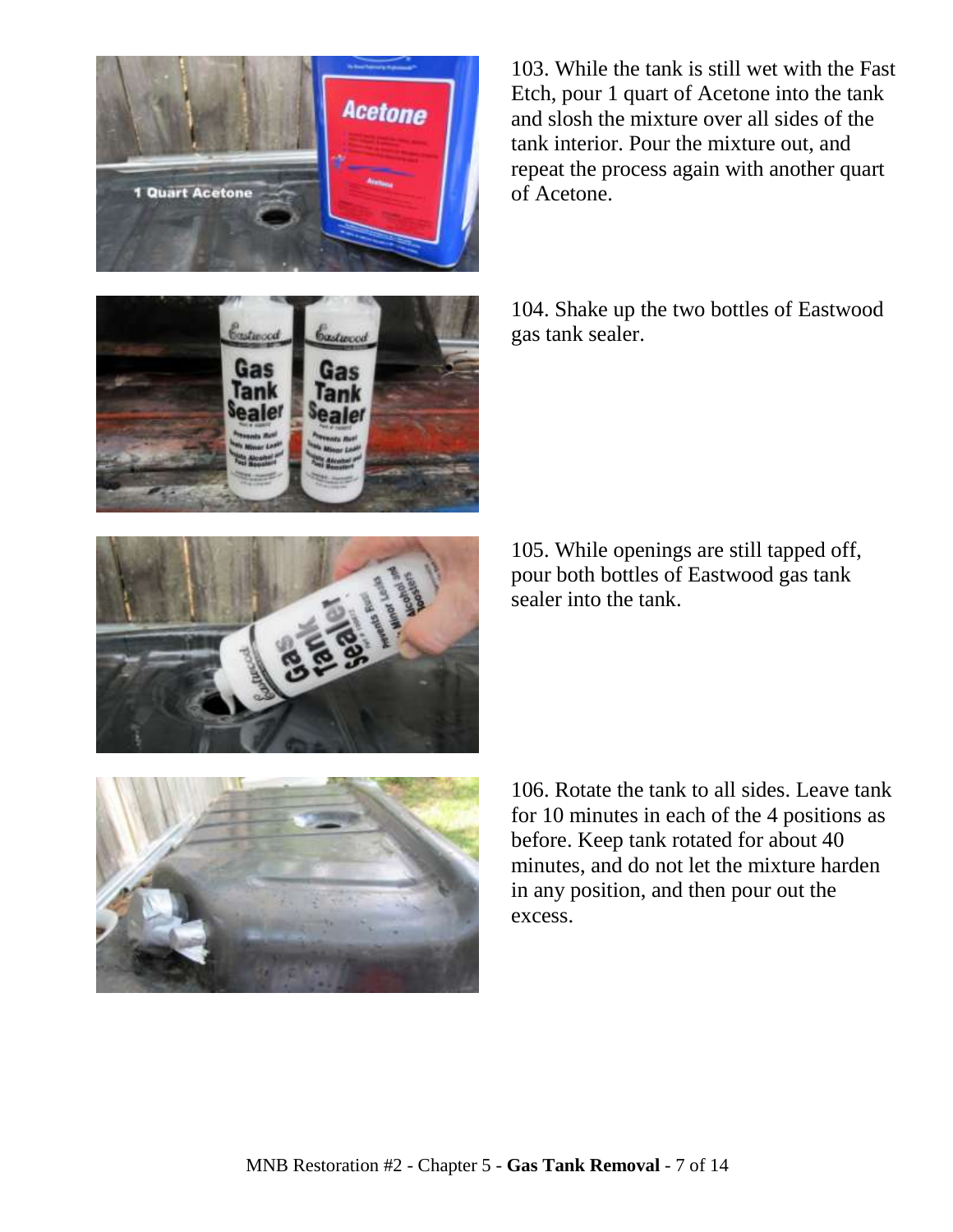103. While the tank is still wet with the Fast Etch, pour 1 quart of Acetone into the tank and slosh the mixture over all sides of the tank interior. Pour the mixture out, and repeat the process again with another quart of Acetone.

104. Shake up the two bottles of Eastwood gas tank sealer.

105. While openings are still tapped off, pour both bottles of Eastwood gas tank sealer into the tank.

106. Rotate the tank to all sides. Leave tank for 10 minutes in each of the 4 positions as before. Keep tank rotated for about 40 minutes, and do not let the mixture harden in any position, and then pour out the excess.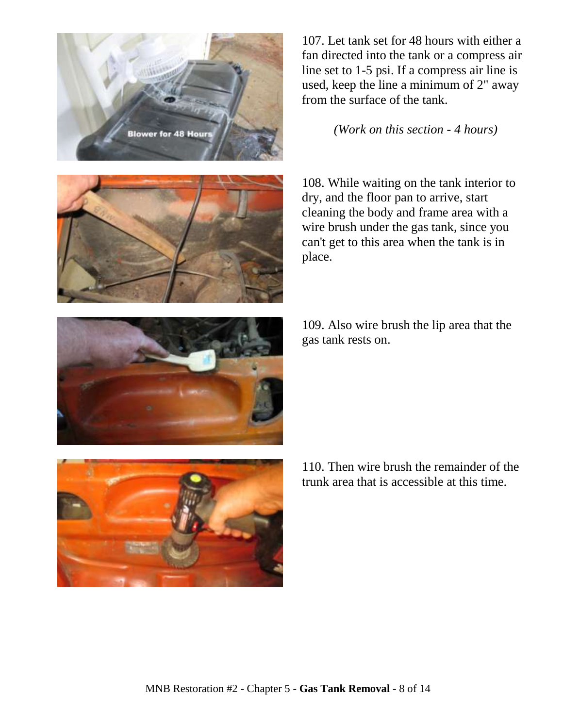107. Let tank set for 48 hours with either a fan directed into the tank or a compress air line set to 1-5 psi. If a compress air line is used, keep the line a minimum of 2" away from the surface of the tank.

*(Work on this section - 4 hours)*

108. While waiting on the tank interior to dry, and the floor pan to arrive, start cleaning the body and frame area with a wire brush under the gas tank, since you can't get to this area when the tank is in place.

109. Also wire brush the lip area that the gas tank rests on.

110. Then wire brush the remainder of the trunk area that is accessible at this time.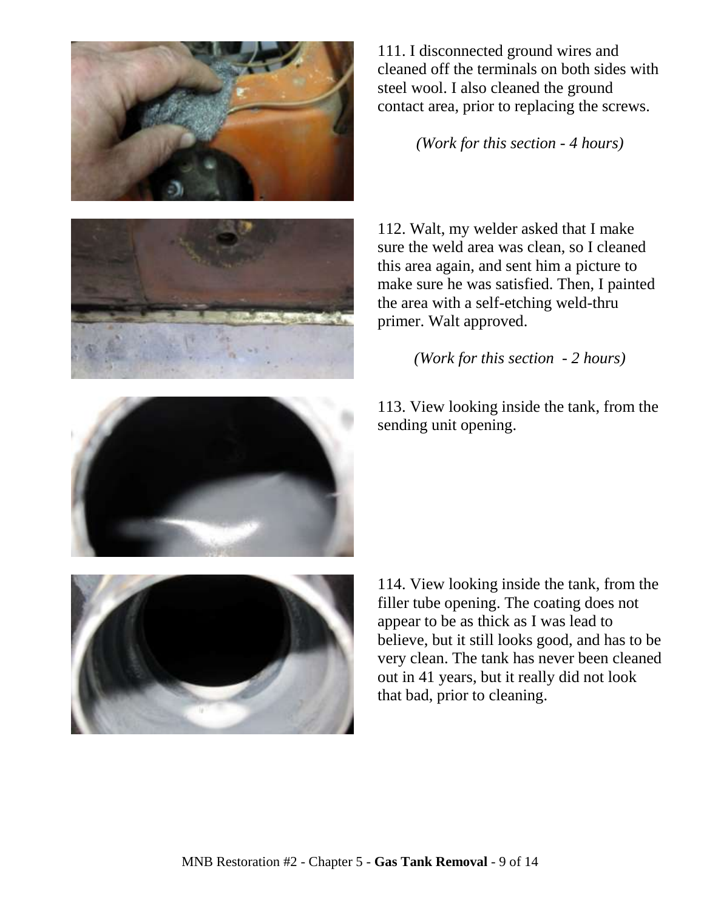111. I disconnected ground wires and cleaned off the terminals on both sides with steel wool. I also cleaned the ground contact area, prior to replacing the screws.

*(Work for this section - 4 hours)*

112. Walt, my welder asked that I make sure the weld area was clean, so I cleaned this area again, and sent him a picture to make sure he was satisfied. Then, I painted the area with a self-etching weld-thru primer. Walt approved.

*(Work for this section - 2 hours)*

113. View looking inside the tank, from the sending unit opening.

114. View looking inside the tank, from the filler tube opening. The coating does not appear to be as thick as I was lead to believe, but it still looks good, and has to be very clean. The tank has never been cleaned out in 41 years, but it really did not look that bad, prior to cleaning.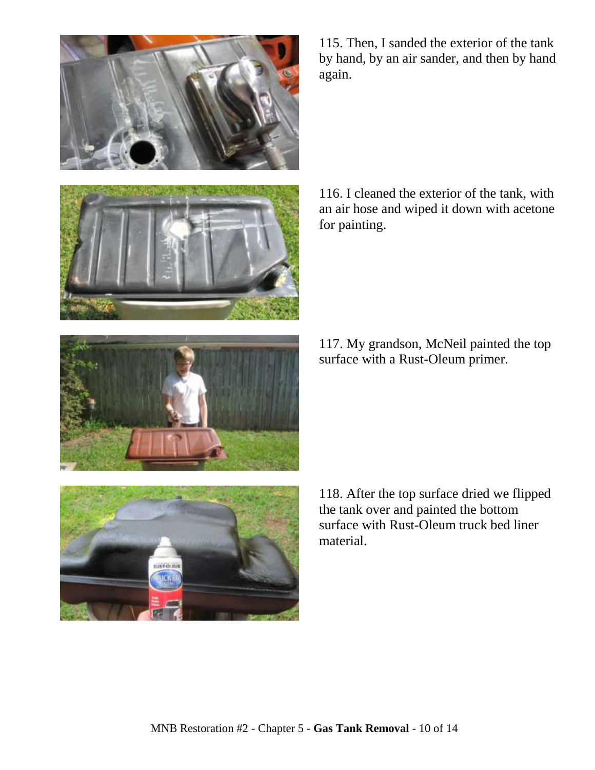115. Then, I sanded the exterior of the tank by hand, by an air sander, and then by hand again.

116. I cleaned the exterior of the tank, with an air hose and wiped it down with acetone for painting.

117. My grandson, McNeil painted the top surface with a Rust-Oleum primer.

118. After the top surface dried we flipped the tank over and painted the bottom surface with Rust-Oleum truck bed liner material.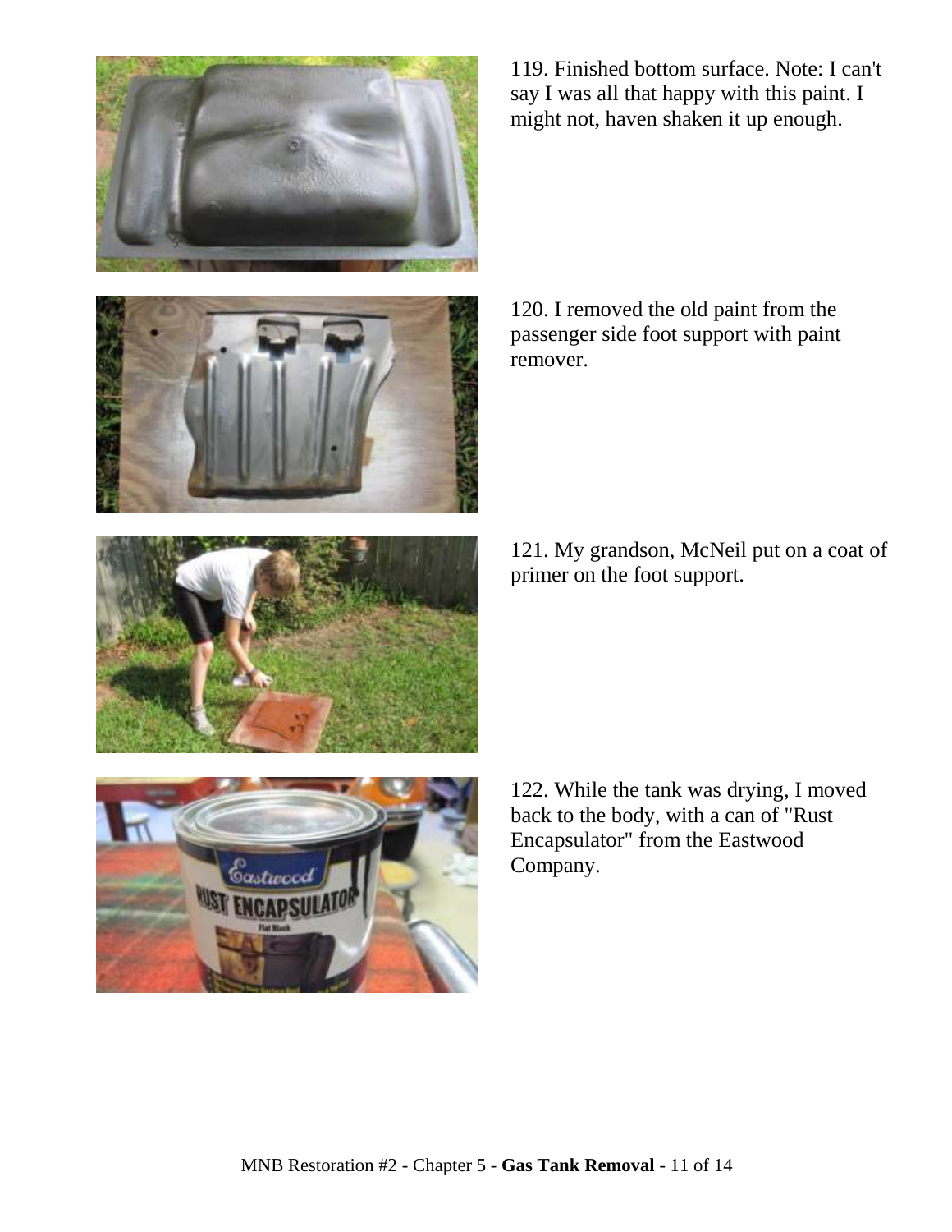119. Finished bottom surface. Note: I can't say I was all that happy with this paint. I might not, haven shaken it up enough.

120. I removed the old paint from the passenger side foot support with paint remover.

121. My grandson, McNeil put on a coat of primer on the foot support.

122. While the tank was drying, I moved back to the body, with a can of "Rust Encapsulator" from the Eastwood Company.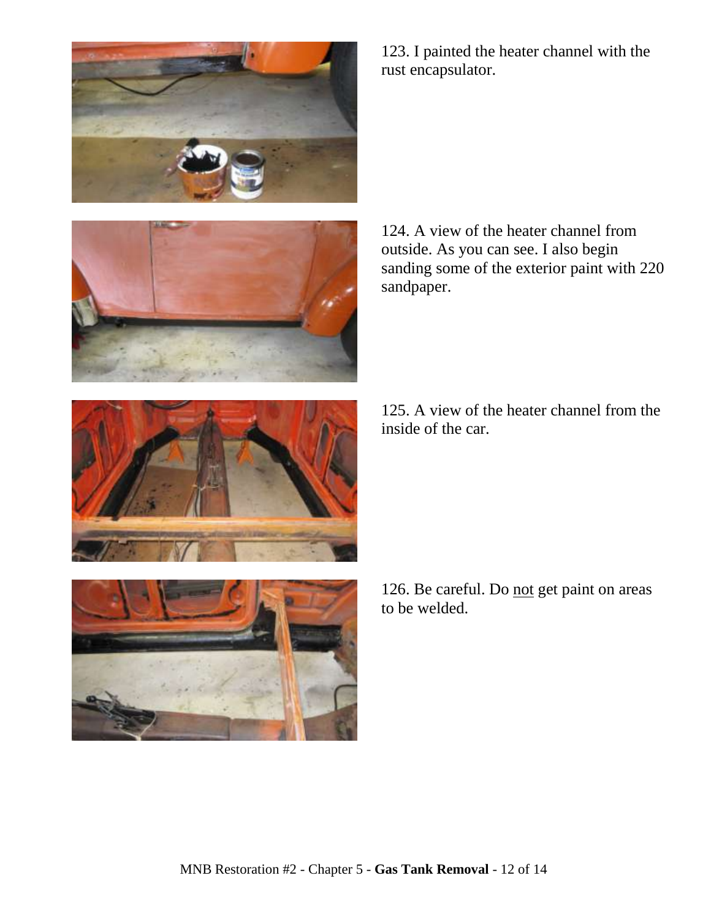123. I painted the heater channel with the rust encapsulator.

124. A view of the heater channel from outside. As you can see. I also begin sanding some of the exterior paint with 220 sandpaper.

125. A view of the heater channel from the inside of the car.

126. Be careful. Do <u>not</u> get paint on areas to be welded.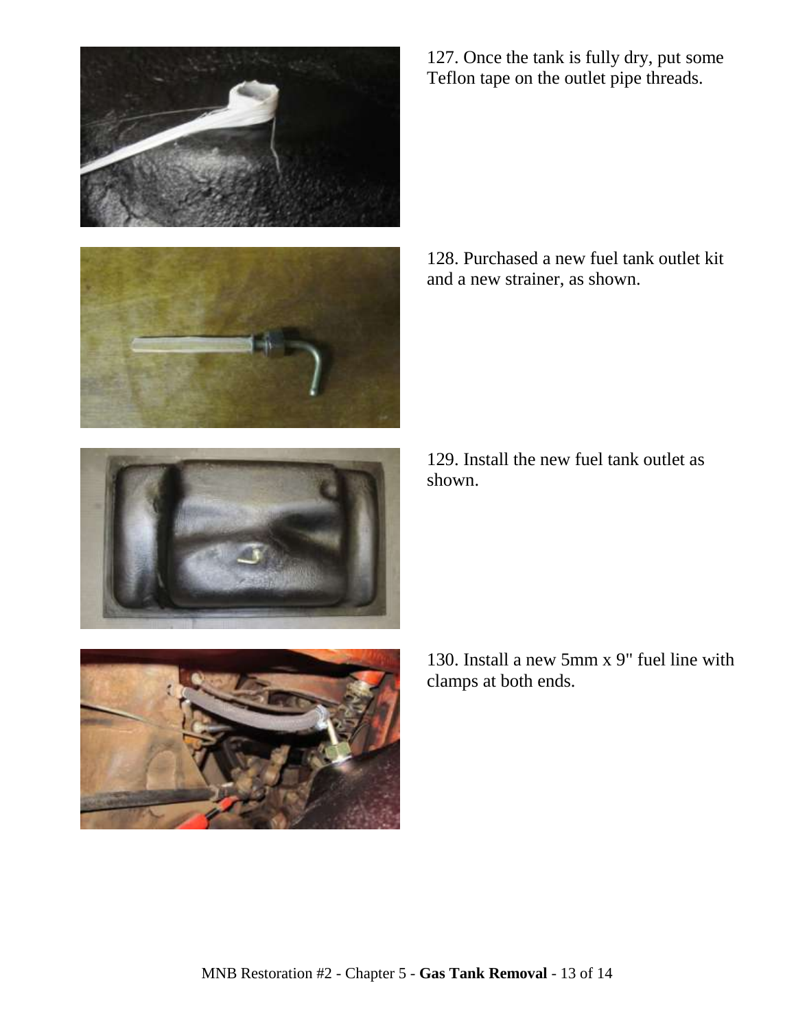127. Once the tank is fully dry, put some Teflon tape on the outlet pipe threads.

128. Purchased a new fuel tank outlet kit and a new strainer, as shown.

129. Install the new fuel tank outlet as shown.

130. Install a new 5mm x 9" fuel line with clamps at both ends.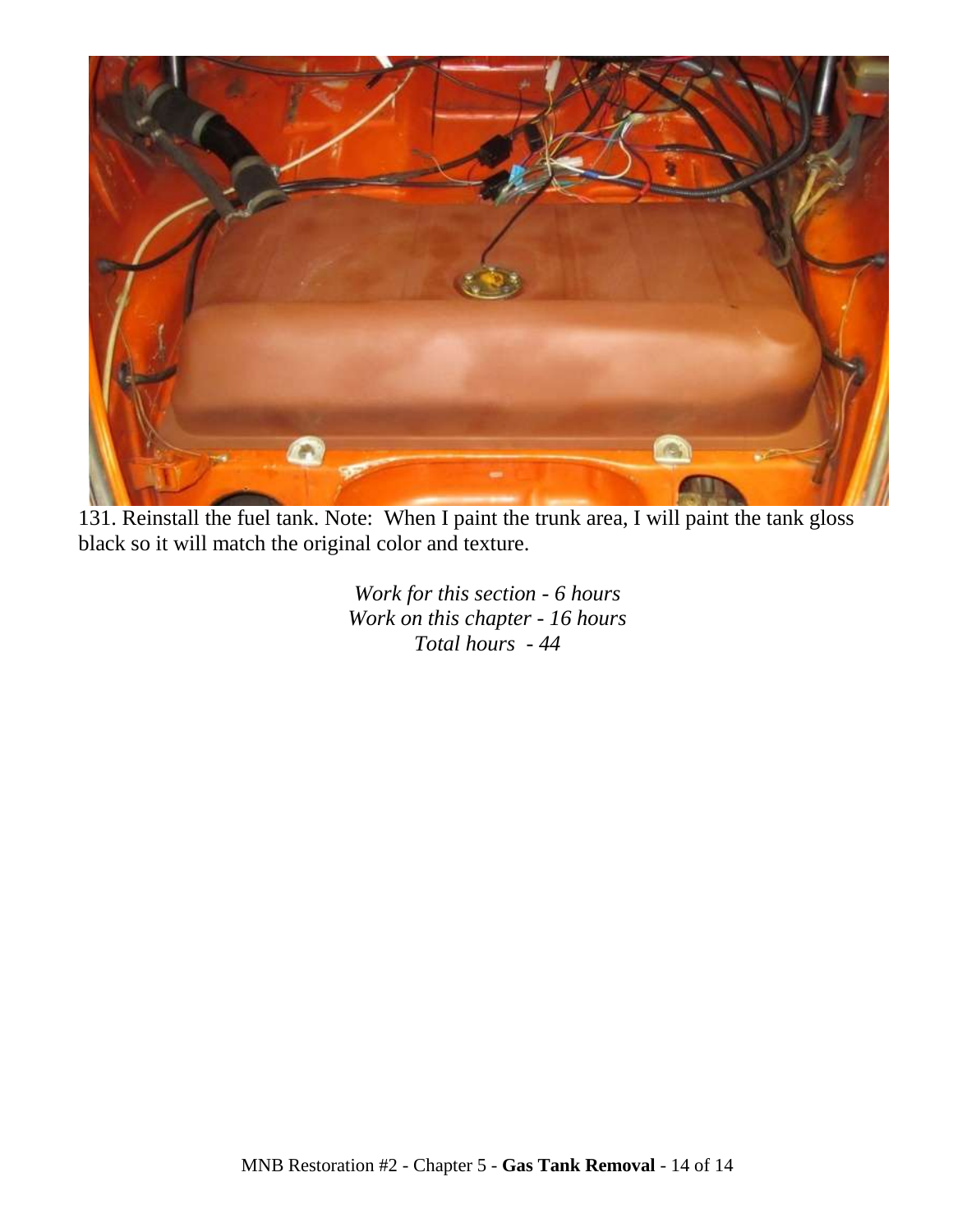131. Reinstall the fuel tank. Note: When I paint the trunk area, I will paint the tank gloss black so it will match the original color and texture.

*Work for this section - 6 hours*
*Work on this chapter - 16 hours*
*Total hours - 44*